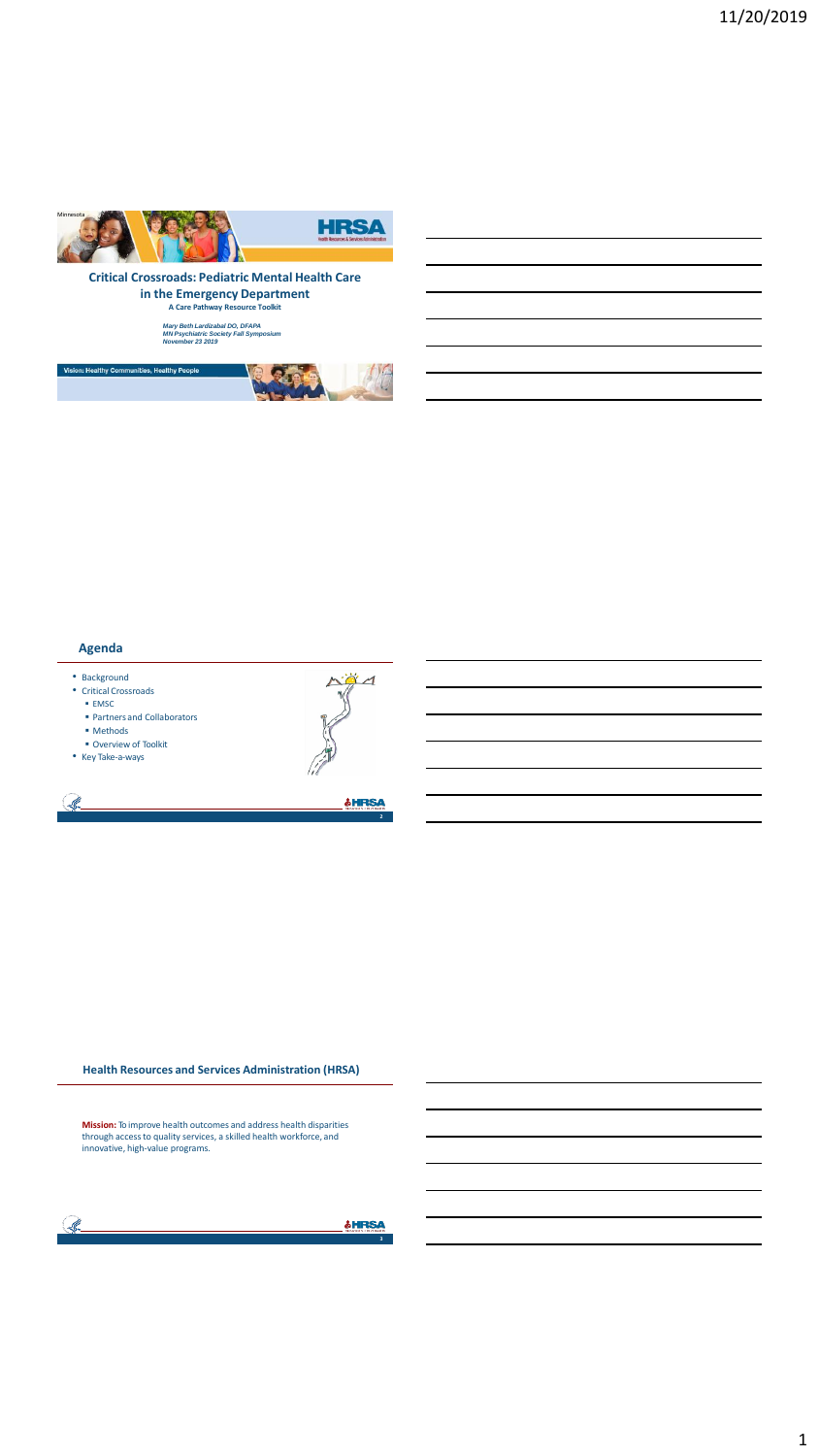Minnesota

# Critical Crossroads: Pediatric Mental Health Care in the Emergency Department

**A Care Pathway Resource Toolkit**

*Mary Beth Lardizabal DO, DFAPA*
*MN Psychiatric Society Fall Symposium*
*November 23 2019*

Vision: Healthy Communities, Healthy People

## Agenda

- Background
- Critical Crossroads
  - EMSC
  - Partners and Collaborators
  - Methods
  - Overview of Toolkit
- Key Take-a-ways

## Health Resources and Services Administration (HRSA)

**Mission:** To improve health outcomes and address health disparities through access to quality services, a skilled health workforce, and innovative, high-value programs.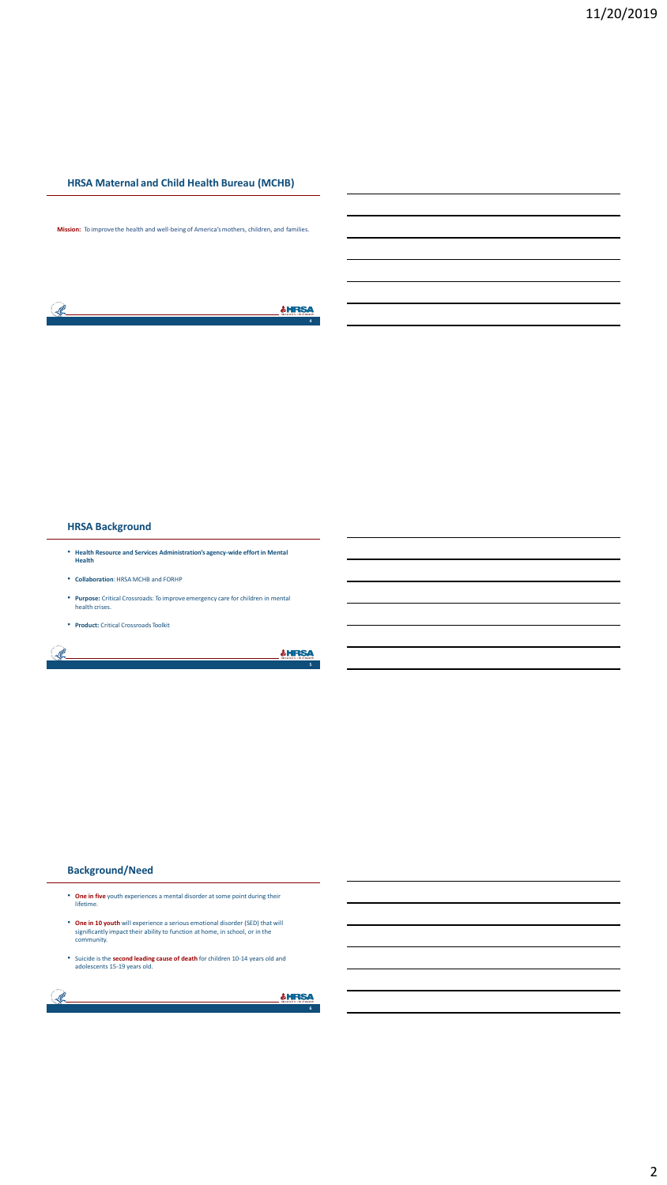## HRSA Maternal and Child Health Bureau (MCHB)

**Mission:** To improve the health and well-being of America's mothers, children, and families.

## HRSA Background

- **Health Resource and Services Administration's agency-wide effort in Mental Health**
- **Collaboration**: HRSA MCHB and FORHP
- **Purpose:** Critical Crossroads: To improve emergency care for children in mental health crises.
- **Product:** Critical Crossroads Toolkit

## Background/Need

- **One in five** youth experiences a mental disorder at some point during their lifetime.
- **One in 10 youth** will experience a serious emotional disorder (SED) that will significantly impact their ability to function at home, in school, or in the community.
- Suicide is the **second leading cause of death** for children 10-14 years old and adolescents 15-19 years old.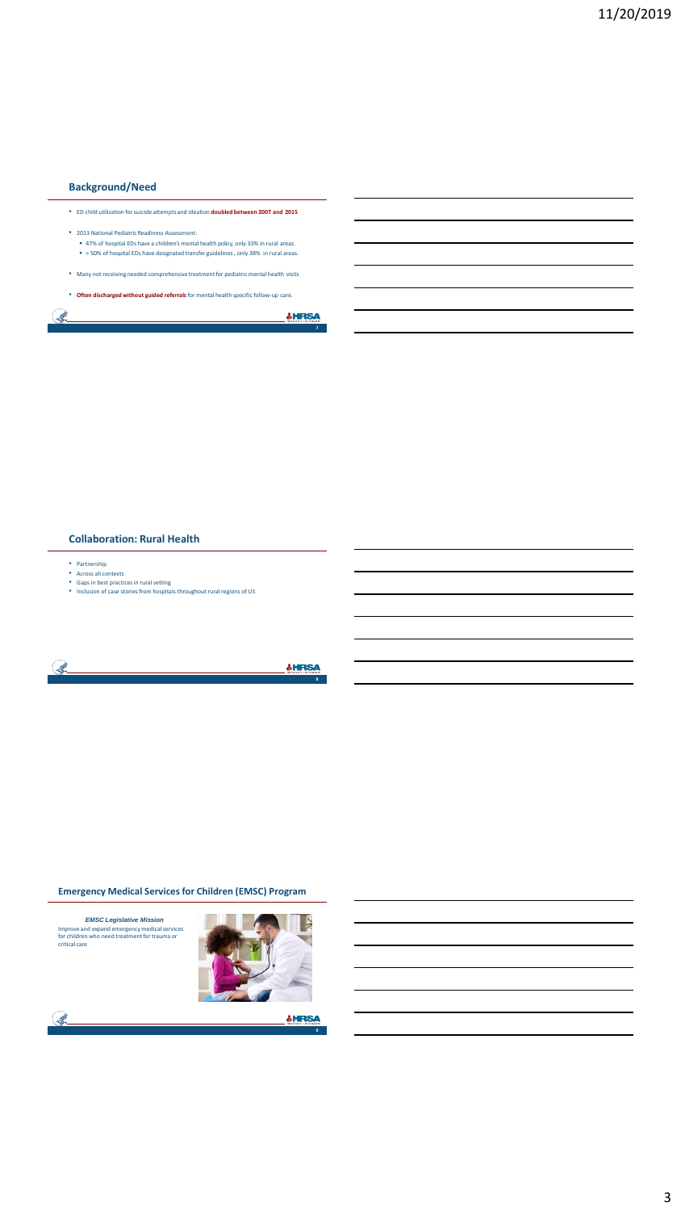## Background/Need

- ED child utilization for suicide attempts and ideation **doubled between 2007 and 2015**
- 2013 National Pediatric Readiness Assessment:
  - 47% of hospital EDs have a children's mental health policy, only 33% in rural areas.
  - > 50% of hospital EDs have designated transfer guidelines , only 38% in rural areas.
- Many not receiving needed comprehensive treatment for pediatric mental health visits
- **Often discharged without guided referrals** for mental health specific follow-up care.

## Collaboration: Rural Health

- Partnership
- Across all contexts
- Gaps in best practices in rural setting
- Inclusion of case stories from hospitals throughout rural regions of US

## Emergency Medical Services for Children (EMSC) Program

***EMSC Legislative Mission***

Improve and expand emergency medical services for children who need treatment for trauma or critical care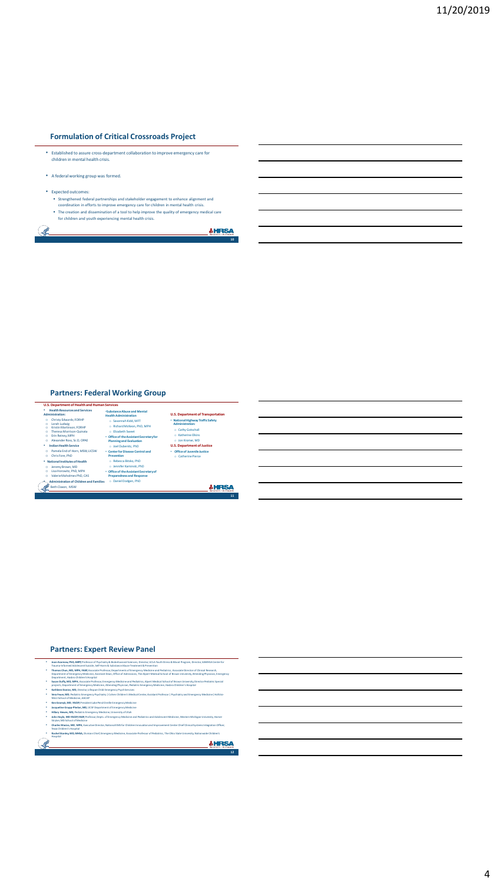## Formulation of Critical Crossroads Project

- Established to assure cross-department collaboration to improve emergency care for children in mental health crisis.
- A federal working group was formed.
- Expected outcomes:
  - Strengthened federal partnerships and stakeholder engagement to enhance alignment and coordination in efforts to improve emergency care for children in mental health crisis.
  - The creation and dissemination of a tool to help improve the quality of emergency medical care for children and youth experiencing mental health crisis.

## Partners: Federal Working Group

**U.S. Department of Health and Human Services**

- **Health Resources and Services Administration:**
  - Christy Edwards, FORHP
  - Lorah Ludwig
  - Kristin Martinsen, FORHP
  - Theresa Morrison-Quinata
  - Erin Reiney, MPH
  - Alexander Ross, Sc.D, ORHE
- **Indian Health Service**
  - Pamela End of Horn, MSW, LICSW
  - Chris Fore, PhD
- **National Institutes of Health**
  - Jeremy Brown, MD
  - Lisa Horowitz, PhD, MPH
  - Valerie Maholmes PhD, CAS
- **Administration of Children and Families**
  - Beth Claxon, MSW
- **Substance Abuse and Mental Health Administration**
  - Savannah Kidd, MFT
  - Richard McKeon, PhD, MPH
  - Elizabeth Sweet
- **Office of the Assistant Secretary for Planning and Evaluation**
  - Joel Dubenitz, PhD
- **Center for Disease Control and Prevention**
  - Rebecca Bitsko, PhD
  - Jennifer Kaminski, PhD
- **Office of the Assistant Secretary of Preparedness and Response**
  - Daniel Dodgen, PhD

**U.S. Department of Transportation**

- **National Highway Traffic Safety Administration:**
  - Cathy Gotschall
  - Katherine Elkins
  - Jon Krohmer, MD

**U.S. Department of Justice**

- **Office of Juvenile Justice**
  - Catherine Pierce

## Partners: Expert Review Panel

- **Joan Asarnow, PhD, ABPP,** Professor of Psychiatry & Biobehavioral Sciences, Director, UCLA Youth Stress & Mood Program, Director, SAMHSA Center for Trauma-Informed Adolescent Suicide, Self-Harm & Substance Abuse Treatment & Prevention
- **Thomas Chun, MD, MPH, FAAP,** Associate Professor, Departments of Emergency Medicine and Pediatrics, Associate Director of Clinical Research, Department of Emergency Medicine, Assistant Dean, Office of Admissions, The Alpert Medical School of Brown University, Attending Physician, Emergency Department, Hasbro Children's Hospital
- **Susan Duffy, MD, MPH,** Associate Professor, Emergency Medicine and Pediatrics, Alpert Medical School of Brown University, Director Pediatric Special projects, Department of Emergency Medicine, Attending Physician, Pediatric Emergency Medicine, Hasbro Children's Hospital
- **Kathleen Donise, MD,** Director, Lifespan Child Emergency Psych Services
- **Vera Feuer, MD,** Pediatric Emergency Psychiatry | Cohen Children's Medical Center, Assistant Professor | Psychiatry and Emergency Medicine | Hofstra-NSLIJ School of Medicine, AACAP
- **Ken Kusmyk, MD, FACEP,** President Lake Pend Oreille Emergency Medicine
- **Jacqueline Grupp-Phelan, MD,** UCSF Department of Emergency Medicine
- **Hillary Hewes, MD,** Pediatric Emergency Medicine, University of Utah
- **John Hoyle, MD FACEP, FAAP,** Professor, Depts. of Emergency Medicine and Pediatrics and Adolescent Medicine, Western Michigan University, Homer Stryker, MD School of Medicine
- **Charles Macias, MD, MPH,** Executive Director, National EMS for Children Innovation and Improvement Center Chief Clinical Systems Integration Officer, Texas Children's Hospital
- **Rachel Stanley, MD, MHSA,** Division Chief, Emergency Medicine, Associate Professor of Pediatrics, The Ohio State University, Nationwide Children's Hospital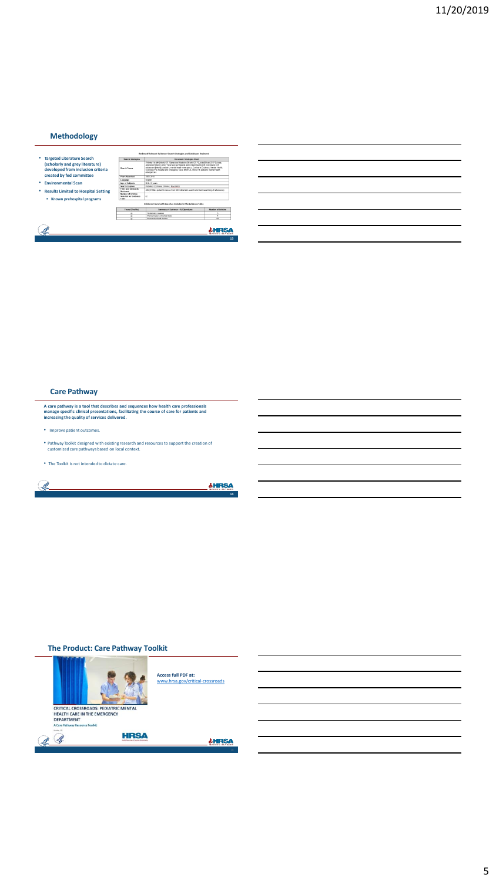## Methodology

- **Targeted Literature Search (scholarly and grey literature) developed from inclusion criteria created by fed committee**
- **Environmental Scan**
- **Results Limited to Hospital Setting**
  - **Known prehospital programs**

**Redline of Relevant Evidence Search Strategies and Databases Reviewed**

| Search Strategies | Document Strategies Used |
| --- | --- |
| Search Terms | "mental health"[Mesh] OR "Substance Related Disorders"[Mesh] OR "Suicide"[Mesh] OR "Suicide, Attempted"[Mesh] AND "Emergencies"[Mesh] AND (child) OR child [Mesh] OR adolescent [Mesh] (pediatric) mental health emergency Cochrane Database, Mental Health Outcomes Pre-hospital and Emergency Care, MEDLINE, PsycINFO, pediatric mental health emergencies |
| Years Searched | 2000-2019 |
| Language | English |
| Age of Subjects | Birth - 21 years |
| Search Engines | PubMed, Cochrane, CINAHL, PsycINFO |
| Titles and Abstracts Reviewed | 400 (31 titles added for review from NIH Librarian's search and hand searching of references) |
| Number of Articles Selected for Evidence Table | 53 |

**Evidence Found with Searches Included in the Evidence Table**

| Found / Pre-Met | Summary of Evidence – All Questions | Number of Articles |
| --- | --- | --- |
| (1) | Systematic reviews | 4 |
| (2) | Randomized controlled trials | 8 |
| (3) | Nonrandomized studies | 41 |

## Care Pathway

**A care pathway is a tool that describes and sequences how health care professionals manage specific clinical presentations, facilitating the course of care for patients and increasing the quality of services delivered.**

- Improve patient outcomes.
- Pathway Toolkit designed with existing research and resources to support the creation of customized care pathways based on local context.
- The Toolkit is not intended to dictate care.

## The Product: Care Pathway Toolkit

CRITICAL CROSSROADS: PEDIATRIC MENTAL HEALTH CARE IN THE EMERGENCY DEPARTMENT

A Care Pathway Resource Toolkit

**Access full PDF at:**
www.hrsa.gov/critical-crossroads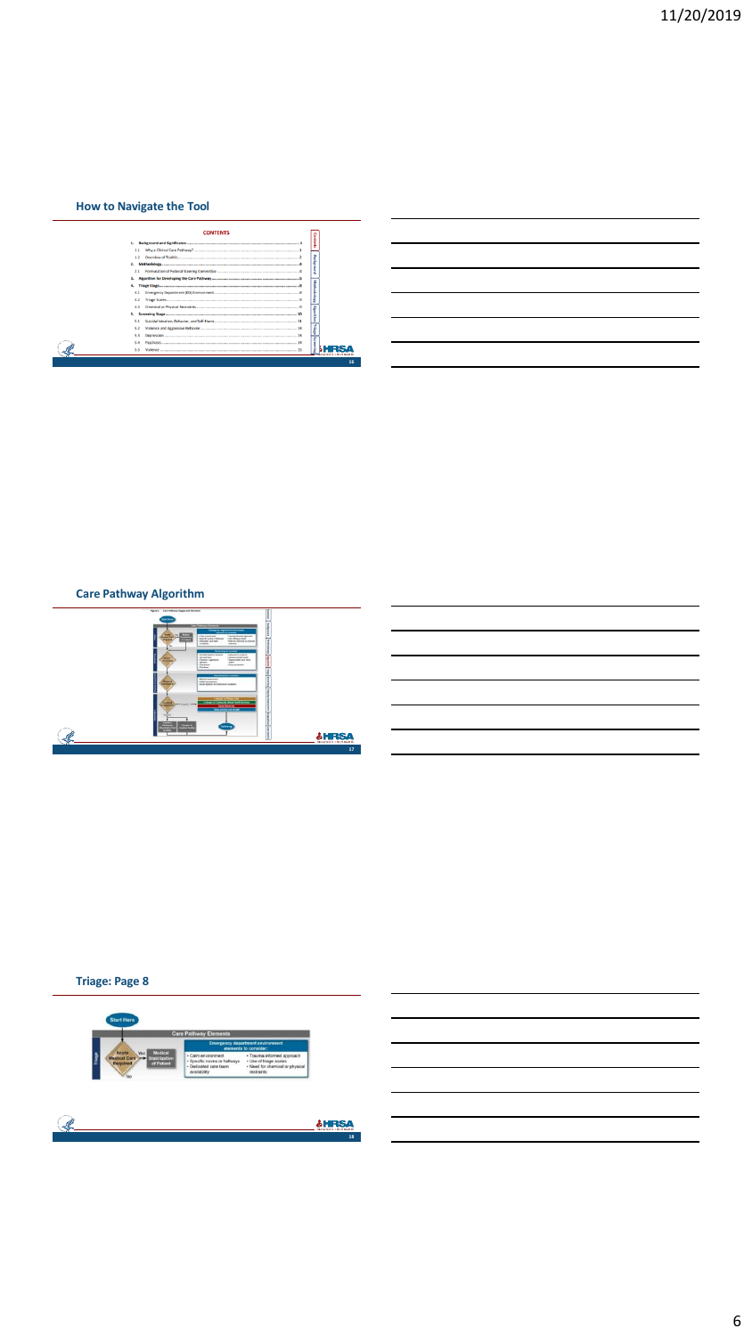## How to Navigate the Tool

**CONTENTS**

1. Background and Significance ............ 3
   - 1.1 Why a Clinical Care Pathway? ............ 3
   - 1.2 Overview of Toolkit ............ 3
2. Methodology ............ 4
   - 2.1 Formulation of Federal Steering Committee ............ 4
3. Algorithm for Developing the Care Pathway ............ 5
4. Triage Stage ............ 8
   - 4.1 Emergency Department (ED) Environment ............ 8
   - 4.2 Triage Scales ............ 8
   - 4.3 Chemical or Physical Restraints ............ 8
5. Screening Stage ............ 10
   - 5.1 Suicidal Ideation, Behavior, and Self-Harm ............ 11
   - 5.2 Violence and Aggressive Behavior ............ 14
   - 5.3 Depression ............ 16
   - 5.4 Psychosis ............ 16
   - 5.5 Violence ............ 21

## Care Pathway Algorithm

## Triage: Page 8

Start Here

Care Pathway Elements

Triage

Acute Medical Care Required — Yes → Medical Stabilization of Patient

No

**Emergency department environment elements to consider:**

- Calm environment
- Specific rooms or hallways
- Dedicated care team availability
- Trauma-informed approach
- Use of triage scales
- Need for chemical or physical restraints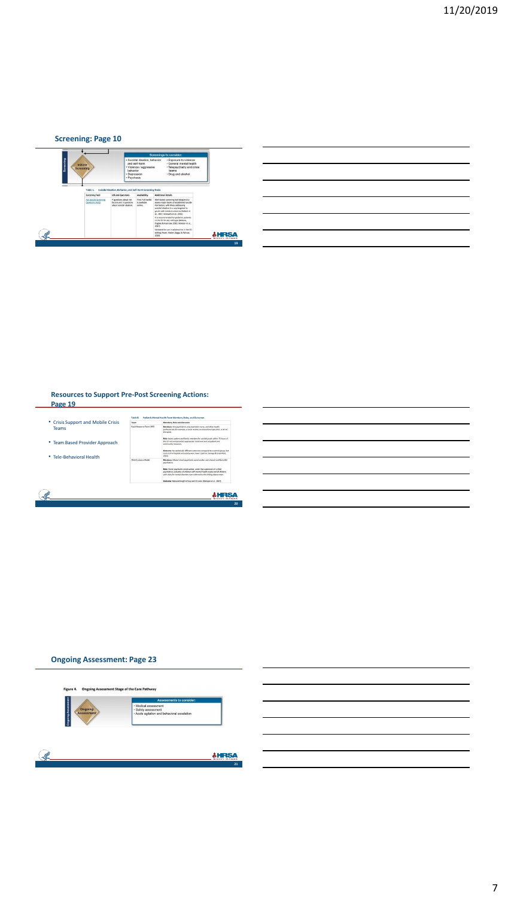## Screening: Page 10

Screening

Initiate Screening

Screenings to consider:

- Suicidal ideation, behavior and self-harm
- Violence / aggressive behavior
- Depression
- Psychosis
- Exposure to violence
- General mental health
- Telepsychiatry and crisis teams
- Drug and alcohol

Table 1. Suicidal Ideation, Behavior, and Self-harm Screening Tools

| Screening Tool | List and Questions | Availability | Additional Details |
|---|---|---|---|
| Ask Suicide-Screening Questions (ASQ) | 4 questions about risk factors and 1 questions about suicidal ideation | Free. Full toolkit is available online. | Well-known screening tool designed to assess major facets of established suicide risk factors, with these addressing suicidal ideation in a way targeted to youth with medical concerns (Ballard et al., 2017; Horowitz et al., 2012). It is recommended by pediatric patients 10 to 24 for any visit type (Belenko, Hughes & Acernoso, 2012; Newton et al., 2017). Validated for use in adolescents in the ED setting (Folsom, Weiten Gaggs, & Pathway, 2016). |

## Resources to Support Pre-Post Screening Actions: Page 19

- Crisis Support and Mobile Crisis Teams
- Team Based Provider Approach
- Tele-Behavioral Health

Table 8. Pediatric Mental Health Team Members, Roles, and Outcomes

| Team | Members, Role and Outcome |
|---|---|
| Rapid Response Team (RRT) | **Members:** One psychiatrist, one psychiatric nurse, one other health professionals (for example, a social worker, an educational specialist, or an art therapist). **Role:** Assess patient and family members for suicidal youth within 72 hours of the ED visit and provided appropriate treatment and outpatient and community resources. **Outcome:** No statistically different outcomes compared to a control group, but costs to the hospital and society were lower (Latimer, Gariepy & Greenfield, 2014). |
| Child Guidance Model | **Members:** Master's level psychiatric social worker and a board certified child psychiatrist. **Role:** Onsite psychiatric social worker, under the supervision of a child psychiatrist, evaluates all children with mental health needs and all children with risks for mental disorders are referred to the child guidance team. **Outcome:** Reduced length of stay and ED costs (Mahajan et al., 2007). |

## Ongoing Assessment: Page 23

Figure 4. Ongoing Assessment Stage of the Care Pathway

Ongoing Assessment

Ongoing Assessment

Assessments to consider:

- Medical assessment
- Safety assessment
- Acute agitation and behavioral escalation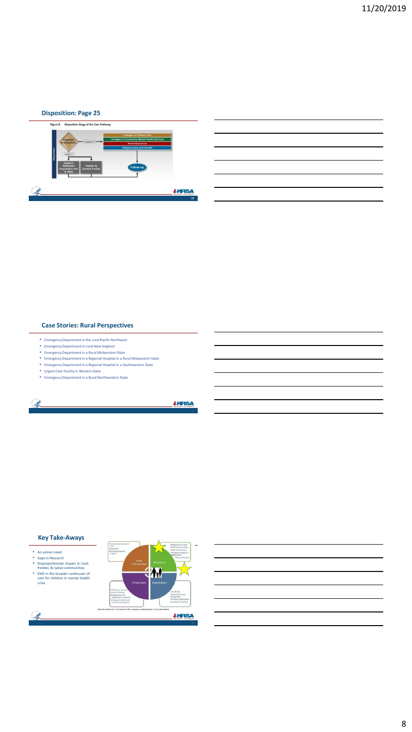## Disposition: Page 25

Figure 5. Disposition Stage of the Care Pathway

Inpatient or Outpatient → Outpatient → Linkages to Primary Care; Linkages to Community Mental Health Services; Home Resources; Telepsychiatry and eHealth → Follow-up

Inpatient → Inpatient Admission (Psychiatric Unit or Other); Transfer to Another Facility → Follow-up

## Case Stories: Rural Perspectives

- Emergency Department in the rural Pacific Northwest
- Emergency Department in rural New England
- Emergency Department in a Rural Midwestern State
- Emergency Department in a Regional Hospital in a Rural Midwestern State
- Emergency Department in a Regional Hospital in a Southwestern State
- Urgent Care Facility in Western State
- Emergency Department in a Rural Northwestern State

## Key Take-Aways

- An unmet need
- Gaps in Research
- Disproportionate impact in rural, frontier, & native communities
- EMS in the broader continuum of care for children in mental health crisis

Early Intervention | Response | Prevention | Stabilization

Ideal full continuum of crisis services. EMS, emergency medical service; LE, law enforcement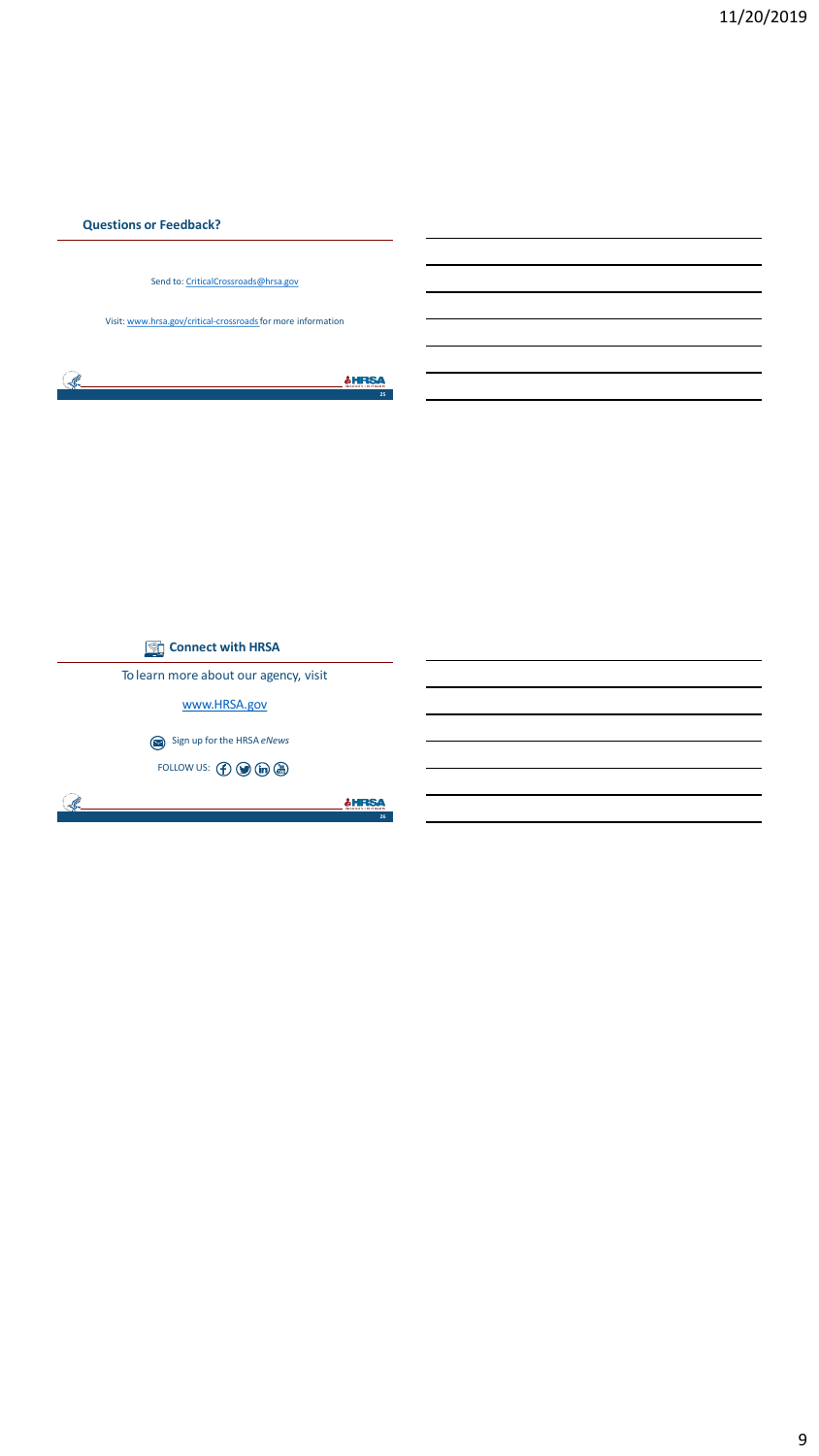## Questions or Feedback?

Send to: CriticalCrossroads@hrsa.gov

Visit: www.hrsa.gov/critical-crossroads for more information

## Connect with HRSA

To learn more about our agency, visit

www.HRSA.gov

Sign up for the HRSA *eNews*

FOLLOW US: